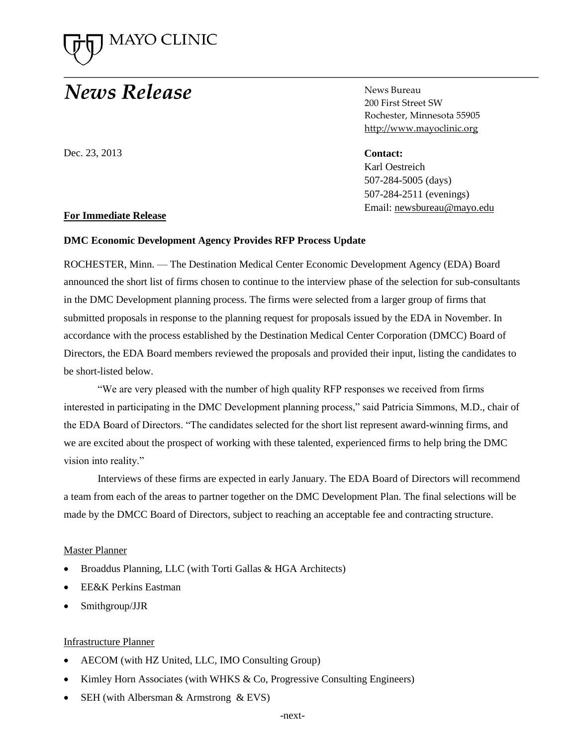MAYO CLINIC

# *News Release*

News Bureau
200 First Street SW
Rochester, Minnesota 55905
http://www.mayoclinic.org

Dec. 23, 2013

**Contact:**
Karl Oestreich
507-284-5005 (days)
507-284-2511 (evenings)
Email: newsbureau@mayo.edu

**For Immediate Release**

**DMC Economic Development Agency Provides RFP Process Update**

ROCHESTER, Minn. — The Destination Medical Center Economic Development Agency (EDA) Board announced the short list of firms chosen to continue to the interview phase of the selection for sub-consultants in the DMC Development planning process. The firms were selected from a larger group of firms that submitted proposals in response to the planning request for proposals issued by the EDA in November. In accordance with the process established by the Destination Medical Center Corporation (DMCC) Board of Directors, the EDA Board members reviewed the proposals and provided their input, listing the candidates to be short-listed below.

"We are very pleased with the number of high quality RFP responses we received from firms interested in participating in the DMC Development planning process," said Patricia Simmons, M.D., chair of the EDA Board of Directors. "The candidates selected for the short list represent award-winning firms, and we are excited about the prospect of working with these talented, experienced firms to help bring the DMC vision into reality."

Interviews of these firms are expected in early January. The EDA Board of Directors will recommend a team from each of the areas to partner together on the DMC Development Plan. The final selections will be made by the DMCC Board of Directors, subject to reaching an acceptable fee and contracting structure.

Master Planner

- Broaddus Planning, LLC (with Torti Gallas & HGA Architects)
- EE&K Perkins Eastman
- Smithgroup/JJR

Infrastructure Planner

- AECOM (with HZ United, LLC, IMO Consulting Group)
- Kimley Horn Associates (with WHKS & Co, Progressive Consulting Engineers)
- SEH (with Albersman & Armstrong & EVS)

-next-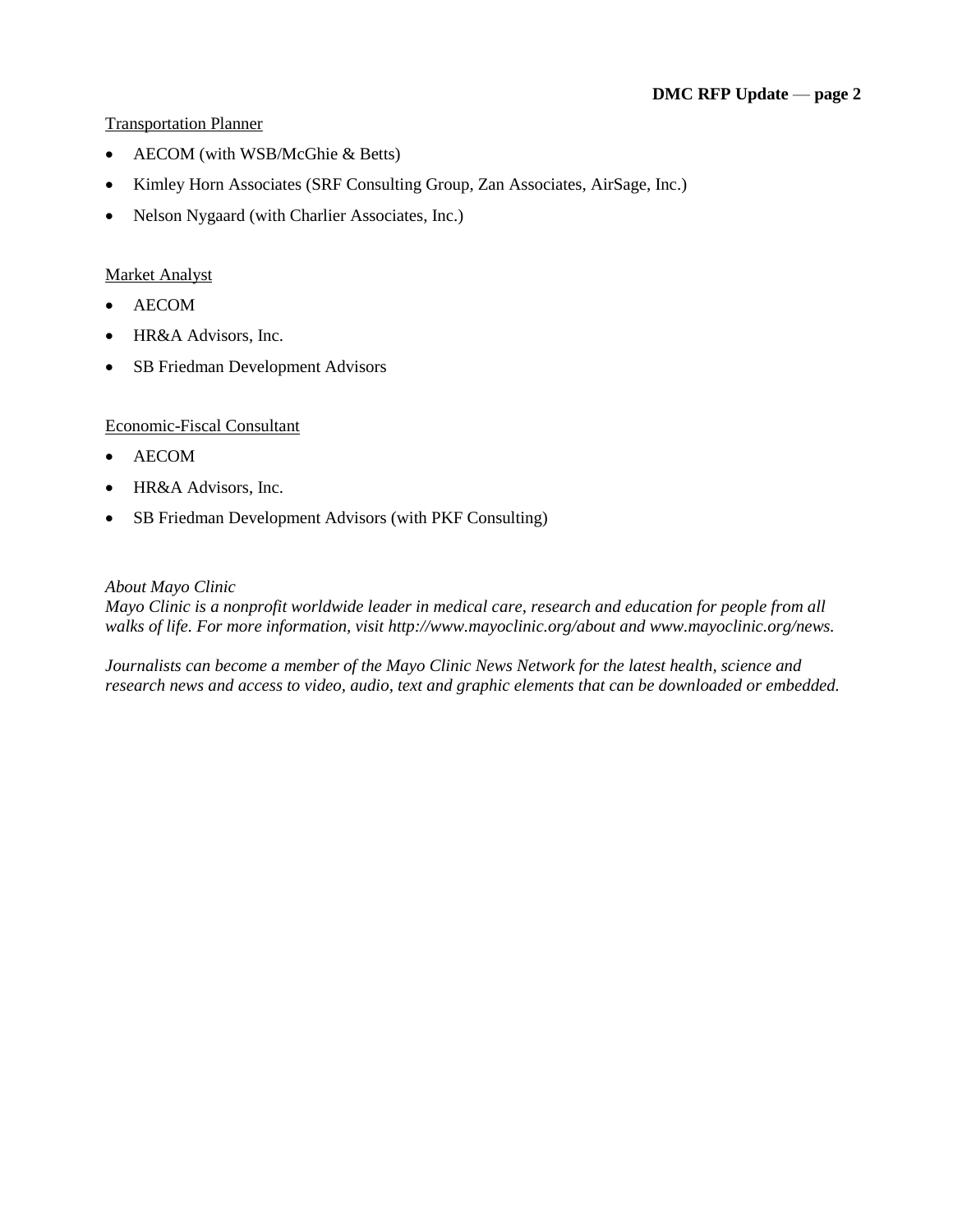Transportation Planner

- AECOM (with WSB/McGhie & Betts)
- Kimley Horn Associates (SRF Consulting Group, Zan Associates, AirSage, Inc.)
- Nelson Nygaard (with Charlier Associates, Inc.)

Market Analyst

- AECOM
- HR&A Advisors, Inc.
- SB Friedman Development Advisors

Economic-Fiscal Consultant

- AECOM
- HR&A Advisors, Inc.
- SB Friedman Development Advisors (with PKF Consulting)

*About Mayo Clinic*
*Mayo Clinic is a nonprofit worldwide leader in medical care, research and education for people from all walks of life. For more information, visit http://www.mayoclinic.org/about and www.mayoclinic.org/news.*

*Journalists can become a member of the Mayo Clinic News Network for the latest health, science and research news and access to video, audio, text and graphic elements that can be downloaded or embedded.*